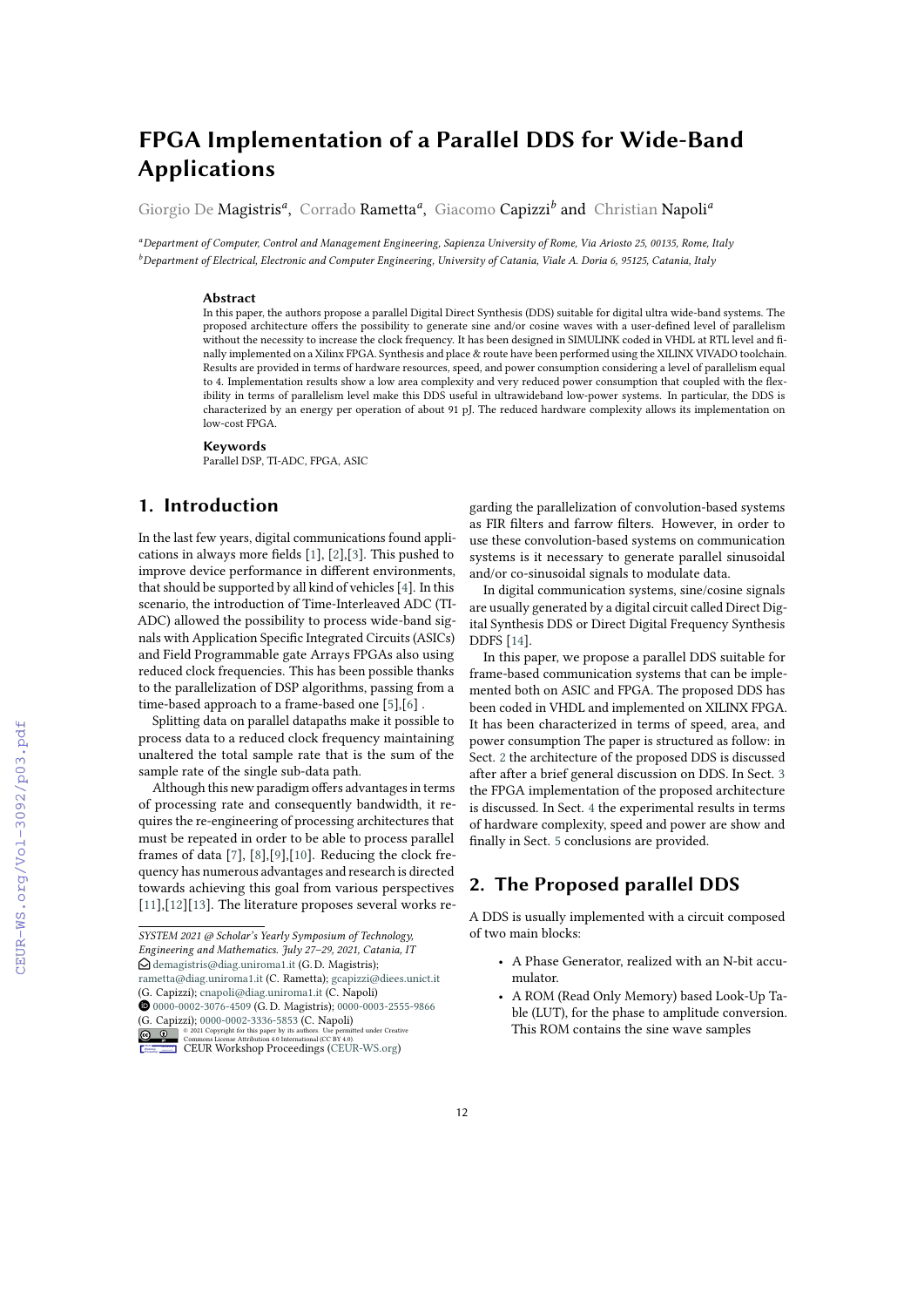# FPGA Implementation of a Parallel DDS for Wide-Band Applications

Giorgio De Magistris[a], Corrado Rametta[a], Giacomo Capizzi[b] and Christian Napoli[a]

[a]*Department of Computer, Control and Management Engineering, Sapienza University of Rome, Via Ariosto 25, 00135, Rome, Italy*
[b]*Department of Electrical, Electronic and Computer Engineering, University of Catania, Viale A. Doria 6, 95125, Catania, Italy*

### Abstract

In this paper, the authors propose a parallel Digital Direct Synthesis (DDS) suitable for digital ultra wide-band systems. The proposed architecture offers the possibility to generate sine and/or cosine waves with a user-defined level of parallelism without the necessity to increase the clock frequency. It has been designed in SIMULINK coded in VHDL at RTL level and finally implemented on a Xilinx FPGA. Synthesis and place & route have been performed using the XILINX VIVADO toolchain. Results are provided in terms of hardware resources, speed, and power consumption considering a level of parallelism equal to 4. Implementation results show a low area complexity and very reduced power consumption that coupled with the flexibility in terms of parallelism level make this DDS useful in ultrawideband low-power systems. In particular, the DDS is characterized by an energy per operation of about 91 pJ. The reduced hardware complexity allows its implementation on low-cost FPGA.

### Keywords

Parallel DSP, TI-ADC, FPGA, ASIC

## 1. Introduction

In the last few years, digital communications found applications in always more fields [1], [2],[3]. This pushed to improve device performance in different environments, that should be supported by all kind of vehicles [4]. In this scenario, the introduction of Time-Interleaved ADC (TI-ADC) allowed the possibility to process wide-band signals with Application Specific Integrated Circuits (ASICs) and Field Programmable gate Arrays FPGAs also using reduced clock frequencies. This has been possible thanks to the parallelization of DSP algorithms, passing from a time-based approach to a frame-based one [5],[6] .

Splitting data on parallel datapaths make it possible to process data to a reduced clock frequency maintaining unaltered the total sample rate that is the sum of the sample rate of the single sub-data path.

Although this new paradigm offers advantages in terms of processing rate and consequently bandwidth, it requires the re-engineering of processing architectures that must be repeated in order to be able to process parallel frames of data [7], [8],[9],[10]. Reducing the clock frequency has numerous advantages and research is directed towards achieving this goal from various perspectives [11],[12][13]. The literature proposes several works regarding the parallelization of convolution-based systems as FIR filters and farrow filters. However, in order to use these convolution-based systems on communication systems is it necessary to generate parallel sinusoidal and/or co-sinusoidal signals to modulate data.

In digital communication systems, sine/cosine signals are usually generated by a digital circuit called Direct Digital Synthesis DDS or Direct Digital Frequency Synthesis DDFS [14].

In this paper, we propose a parallel DDS suitable for frame-based communication systems that can be implemented both on ASIC and FPGA. The proposed DDS has been coded in VHDL and implemented on XILINX FPGA. It has been characterized in terms of speed, area, and power consumption The paper is structured as follow: in Sect. 2 the architecture of the proposed DDS is discussed after after a brief general discussion on DDS. In Sect. 3 the FPGA implementation of the proposed architecture is discussed. In Sect. 4 the experimental results in terms of hardware complexity, speed and power are show and finally in Sect. 5 conclusions are provided.

## 2. The Proposed parallel DDS

A DDS is usually implemented with a circuit composed of two main blocks:

- A Phase Generator, realized with an N-bit accumulator.
- A ROM (Read Only Memory) based Look-Up Table (LUT), for the phase to amplitude conversion. This ROM contains the sine wave samples

---

*SYSTEM 2021 @ Scholar's Yearly Symposium of Technology, Engineering and Mathematics. July 27–29, 2021, Catania, IT*
demagistris@diag.uniroma1.it (G. D. Magistris); rametta@diag.uniroma1.it (C. Rametta); gcapizzi@diees.unict.it (G. Capizzi); cnapoli@diag.uniroma1.it (C. Napoli)
0000-0002-3076-4509 (G. D. Magistris); 0000-0003-2555-9866 (G. Capizzi); 0000-0002-3336-5853 (C. Napoli)
© 2021 Copyright for this paper by its authors. Use permitted under Creative Commons License Attribution 4.0 International (CC BY 4.0).
CEUR Workshop Proceedings (CEUR-WS.org)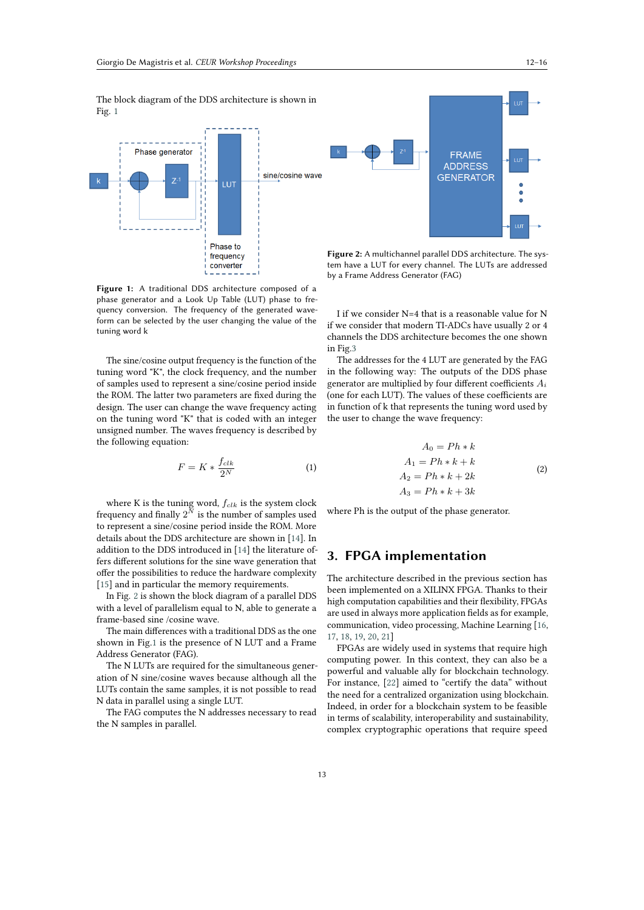The block diagram of the DDS architecture is shown in Fig. 1

**Figure 1:** A traditional DDS architecture composed of a phase generator and a Look Up Table (LUT) phase to frequency conversion. The frequency of the generated waveform can be selected by the user changing the value of the tuning word k

The sine/cosine output frequency is the function of the tuning word "K", the clock frequency, and the number of samples used to represent a sine/cosine period inside the ROM. The latter two parameters are fixed during the design. The user can change the wave frequency acting on the tuning word "K" that is coded with an integer unsigned number. The waves frequency is described by the following equation:

$$F = K * \frac{f_{clk}}{2^N} \tag{1}$$

where K is the tuning word, $f_{clk}$ is the system clock frequency and finally $2^N$ is the number of samples used to represent a sine/cosine period inside the ROM. More details about the DDS architecture are shown in [14]. In addition to the DDS introduced in [14] the literature offers different solutions for the sine wave generation that offer the possibilities to reduce the hardware complexity [15] and in particular the memory requirements.

In Fig. 2 is shown the block diagram of a parallel DDS with a level of parallelism equal to N, able to generate a frame-based sine /cosine wave.

The main differences with a traditional DDS as the one shown in Fig.1 is the presence of N LUT and a Frame Address Generator (FAG).

The N LUTs are required for the simultaneous generation of N sine/cosine waves because although all the LUTs contain the same samples, it is not possible to read N data in parallel using a single LUT.

The FAG computes the N addresses necessary to read the N samples in parallel.

**Figure 2:** A multichannel parallel DDS architecture. The system have a LUT for every channel. The LUTs are addressed by a Frame Address Generator (FAG)

I if we consider N=4 that is a reasonable value for N if we consider that modern TI-ADCs have usually 2 or 4 channels the DDS architecture becomes the one shown in Fig.3

The addresses for the 4 LUT are generated by the FAG in the following way: The outputs of the DDS phase generator are multiplied by four different coefficients $A_i$ (one for each LUT). The values of these coefficients are in function of k that represents the tuning word used by the user to change the wave frequency:

$$\begin{aligned} A_0 &= Ph * k \\ A_1 &= Ph * k + k \\ A_2 &= Ph * k + 2k \\ A_3 &= Ph * k + 3k \end{aligned} \tag{2}$$

where Ph is the output of the phase generator.

## 3. FPGA implementation

The architecture described in the previous section has been implemented on a XILINX FPGA. Thanks to their high computation capabilities and their flexibility, FPGAs are used in always more application fields as for example, communication, video processing, Machine Learning [16, 17, 18, 19, 20, 21]

FPGAs are widely used in systems that require high computing power. In this context, they can also be a powerful and valuable ally for blockchain technology. For instance, [22] aimed to "certify the data" without the need for a centralized organization using blockchain. Indeed, in order for a blockchain system to be feasible in terms of scalability, interoperability and sustainability, complex cryptographic operations that require speed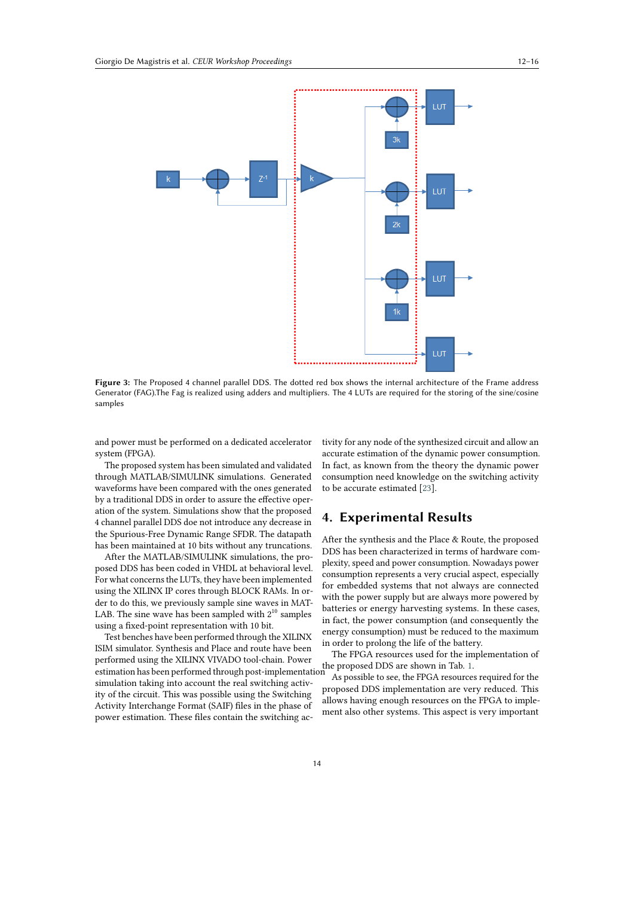**Figure 3:** The Proposed 4 channel parallel DDS. The dotted red box shows the internal architecture of the Frame address Generator (FAG).The Fag is realized using adders and multipliers. The 4 LUTs are required for the storing of the sine/cosine samples

and power must be performed on a dedicated accelerator system (FPGA).

The proposed system has been simulated and validated through MATLAB/SIMULINK simulations. Generated waveforms have been compared with the ones generated by a traditional DDS in order to assure the effective operation of the system. Simulations show that the proposed 4 channel parallel DDS doe not introduce any decrease in the Spurious-Free Dynamic Range SFDR. The datapath has been maintained at 10 bits without any truncations.

After the MATLAB/SIMULINK simulations, the proposed DDS has been coded in VHDL at behavioral level. For what concerns the LUTs, they have been implemented using the XILINX IP cores through BLOCK RAMs. In order to do this, we previously sample sine waves in MATLAB. The sine wave has been sampled with $2^{10}$ samples using a fixed-point representation with 10 bit.

Test benches have been performed through the XILINX ISIM simulator. Synthesis and Place and route have been performed using the XILINX VIVADO tool-chain. Power estimation has been performed through post-implementation simulation taking into account the real switching activity of the circuit. This was possible using the Switching Activity Interchange Format (SAIF) files in the phase of power estimation. These files contain the switching activity for any node of the synthesized circuit and allow an accurate estimation of the dynamic power consumption. In fact, as known from the theory the dynamic power consumption need knowledge on the switching activity to be accurate estimated [23].

## 4. Experimental Results

After the synthesis and the Place & Route, the proposed DDS has been characterized in terms of hardware complexity, speed and power consumption. Nowadays power consumption represents a very crucial aspect, especially for embedded systems that not always are connected with the power supply but are always more powered by batteries or energy harvesting systems. In these cases, in fact, the power consumption (and consequently the energy consumption) must be reduced to the maximum in order to prolong the life of the battery.

The FPGA resources used for the implementation of the proposed DDS are shown in Tab. 1.

As possible to see, the FPGA resources required for the proposed DDS implementation are very reduced. This allows having enough resources on the FPGA to implement also other systems. This aspect is very important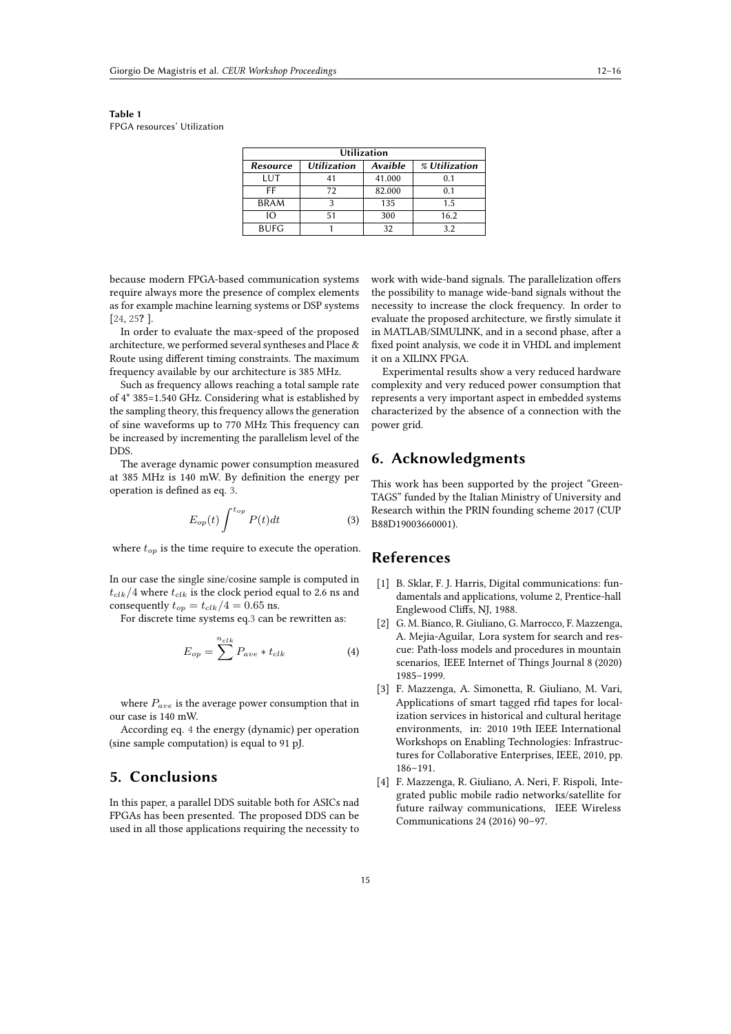**Table 1**
FPGA resources' Utilization

| Utilization | | | |
|---|---|---|---|
| ***Resource*** | ***Utilization*** | ***Avaible*** | ***% Utilization*** |
| LUT | 41 | 41.000 | 0.1 |
| FF | 72 | 82.000 | 0.1 |
| BRAM | 3 | 135 | 1.5 |
| IO | 51 | 300 | 16.2 |
| BUFG | 1 | 32 | 3.2 |

because modern FPGA-based communication systems require always more the presence of complex elements as for example machine learning systems or DSP systems [24, 25**?** ].

In order to evaluate the max-speed of the proposed architecture, we performed several syntheses and Place & Route using different timing constraints. The maximum frequency available by our architecture is 385 MHz.

Such as frequency allows reaching a total sample rate of 4* 385=1.540 GHz. Considering what is established by the sampling theory, this frequency allows the generation of sine waveforms up to 770 MHz This frequency can be increased by incrementing the parallelism level of the DDS.

The average dynamic power consumption measured at 385 MHz is 140 mW. By definition the energy per operation is defined as eq. 3.

$$E_{op}(t) \int^{t_{op}} P(t)dt \tag{3}$$

where $t_{op}$ is the time require to execute the operation.

In our case the single sine/cosine sample is computed in $t_{clk}/4$ where $t_{clk}$ is the clock period equal to 2.6 ns and consequently $t_{op} = t_{clk}/4 = 0.65$ ns.

For discrete time systems eq.3 can be rewritten as:

$$E_{op} = \sum^{n_{clk}} P_{ave} * t_{clk} \tag{4}$$

where $P_{ave}$ is the average power consumption that in our case is 140 mW.

According eq. 4 the energy (dynamic) per operation (sine sample computation) is equal to 91 pJ.

## 5. Conclusions

In this paper, a parallel DDS suitable both for ASICs nad FPGAs has been presented. The proposed DDS can be used in all those applications requiring the necessity to work with wide-band signals. The parallelization offers the possibility to manage wide-band signals without the necessity to increase the clock frequency. In order to evaluate the proposed architecture, we firstly simulate it in MATLAB/SIMULINK, and in a second phase, after a fixed point analysis, we code it in VHDL and implement it on a XILINX FPGA.

Experimental results show a very reduced hardware complexity and very reduced power consumption that represents a very important aspect in embedded systems characterized by the absence of a connection with the power grid.

## 6. Acknowledgments

This work has been supported by the project "GreenTAGS" funded by the Italian Ministry of University and Research within the PRIN founding scheme 2017 (CUP B88D19003660001).

## References

[1] B. Sklar, F. J. Harris, Digital communications: fundamentals and applications, volume 2, Prentice-hall Englewood Cliffs, NJ, 1988.

[2] G. M. Bianco, R. Giuliano, G. Marrocco, F. Mazzenga, A. Mejia-Aguilar, Lora system for search and rescue: Path-loss models and procedures in mountain scenarios, IEEE Internet of Things Journal 8 (2020) 1985–1999.

[3] F. Mazzenga, A. Simonetta, R. Giuliano, M. Vari, Applications of smart tagged rfid tapes for localization services in historical and cultural heritage environments, in: 2010 19th IEEE International Workshops on Enabling Technologies: Infrastructures for Collaborative Enterprises, IEEE, 2010, pp. 186–191.

[4] F. Mazzenga, R. Giuliano, A. Neri, F. Rispoli, Integrated public mobile radio networks/satellite for future railway communications, IEEE Wireless Communications 24 (2016) 90–97.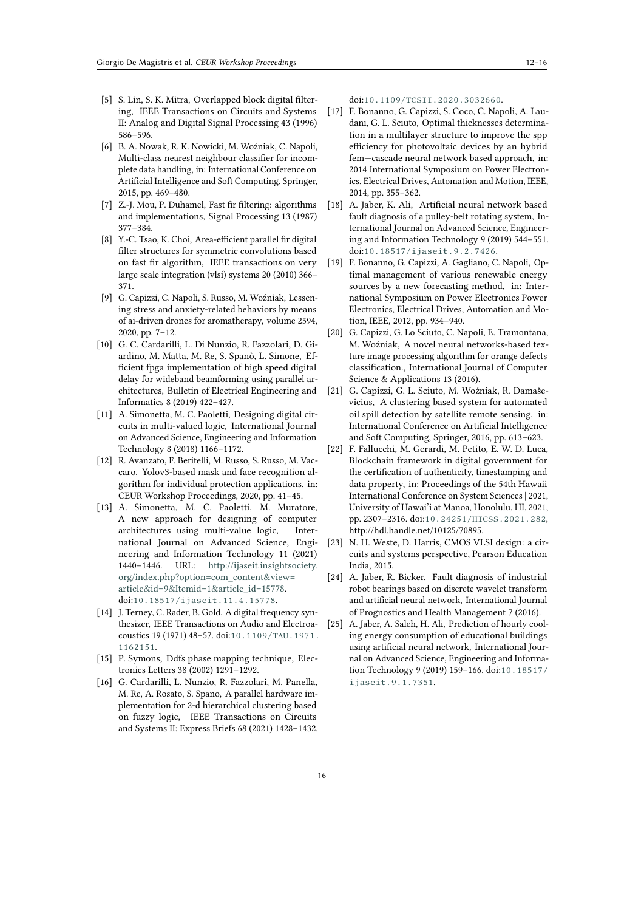[5] S. Lin, S. K. Mitra, Overlapped block digital filtering, IEEE Transactions on Circuits and Systems II: Analog and Digital Signal Processing 43 (1996) 586–596.

[6] B. A. Nowak, R. K. Nowicki, M. Woźniak, C. Napoli, Multi-class nearest neighbour classifier for incomplete data handling, in: International Conference on Artificial Intelligence and Soft Computing, Springer, 2015, pp. 469–480.

[7] Z.-J. Mou, P. Duhamel, Fast fir filtering: algorithms and implementations, Signal Processing 13 (1987) 377–384.

[8] Y.-C. Tsao, K. Choi, Area-efficient parallel fir digital filter structures for symmetric convolutions based on fast fir algorithm, IEEE transactions on very large scale integration (vlsi) systems 20 (2010) 366–371.

[9] G. Capizzi, C. Napoli, S. Russo, M. Woźniak, Lessening stress and anxiety-related behaviors by means of ai-driven drones for aromatherapy, volume 2594, 2020, pp. 7–12.

[10] G. C. Cardarilli, L. Di Nunzio, R. Fazzolari, D. Giardino, M. Matta, M. Re, S. Spanò, L. Simone, Efficient fpga implementation of high speed digital delay for wideband beamforming using parallel architectures, Bulletin of Electrical Engineering and Informatics 8 (2019) 422–427.

[11] A. Simonetta, M. C. Paoletti, Designing digital circuits in multi-valued logic, International Journal on Advanced Science, Engineering and Information Technology 8 (2018) 1166–1172.

[12] R. Avanzato, F. Beritelli, M. Russo, S. Russo, M. Vaccaro, Yolov3-based mask and face recognition algorithm for individual protection applications, in: CEUR Workshop Proceedings, 2020, pp. 41–45.

[13] A. Simonetta, M. C. Paoletti, M. Muratore, A new approach for designing of computer architectures using multi-value logic, International Journal on Advanced Science, Engineering and Information Technology 11 (2021) 1440–1446. URL: http://ijaseit.insightsociety.org/index.php?option=com_content&view=article&id=9&Itemid=1&article_id=15778. doi:10.18517/ijaseit.11.4.15778.

[14] J. Terney, C. Rader, B. Gold, A digital frequency synthesizer, IEEE Transactions on Audio and Electroacoustics 19 (1971) 48–57. doi:10.1109/TAU.1971.1162151.

[15] P. Symons, Ddfs phase mapping technique, Electronics Letters 38 (2002) 1291–1292.

[16] G. Cardarilli, L. Nunzio, R. Fazzolari, M. Panella, M. Re, A. Rosato, S. Spano, A parallel hardware implementation for 2-d hierarchical clustering based on fuzzy logic, IEEE Transactions on Circuits and Systems II: Express Briefs 68 (2021) 1428–1432. doi:10.1109/TCSII.2020.3032660.

[17] F. Bonanno, G. Capizzi, S. Coco, C. Napoli, A. Laudani, G. L. Sciuto, Optimal thicknesses determination in a multilayer structure to improve the spp efficiency for photovoltaic devices by an hybrid fem—cascade neural network based approach, in: 2014 International Symposium on Power Electronics, Electrical Drives, Automation and Motion, IEEE, 2014, pp. 355–362.

[18] A. Jaber, K. Ali, Artificial neural network based fault diagnosis of a pulley-belt rotating system, International Journal on Advanced Science, Engineering and Information Technology 9 (2019) 544–551. doi:10.18517/ijaseit.9.2.7426.

[19] F. Bonanno, G. Capizzi, A. Gagliano, C. Napoli, Optimal management of various renewable energy sources by a new forecasting method, in: International Symposium on Power Electronics Power Electronics, Electrical Drives, Automation and Motion, IEEE, 2012, pp. 934–940.

[20] G. Capizzi, G. Lo Sciuto, C. Napoli, E. Tramontana, M. Woźniak, A novel neural networks-based texture image processing algorithm for orange defects classification., International Journal of Computer Science & Applications 13 (2016).

[21] G. Capizzi, G. L. Sciuto, M. Woźniak, R. Damaševicius, A clustering based system for automated oil spill detection by satellite remote sensing, in: International Conference on Artificial Intelligence and Soft Computing, Springer, 2016, pp. 613–623.

[22] F. Fallucchi, M. Gerardi, M. Petito, E. W. D. Luca, Blockchain framework in digital government for the certification of authenticity, timestamping and data property, in: Proceedings of the 54th Hawaii International Conference on System Sciences | 2021, University of Hawai'i at Manoa, Honolulu, HI, 2021, pp. 2307–2316. doi:10.24251/HICSS.2021.282, http://hdl.handle.net/10125/70895.

[23] N. H. Weste, D. Harris, CMOS VLSI design: a circuits and systems perspective, Pearson Education India, 2015.

[24] A. Jaber, R. Bicker, Fault diagnosis of industrial robot bearings based on discrete wavelet transform and artificial neural network, International Journal of Prognostics and Health Management 7 (2016).

[25] A. Jaber, A. Saleh, H. Ali, Prediction of hourly cooling energy consumption of educational buildings using artificial neural network, International Journal on Advanced Science, Engineering and Information Technology 9 (2019) 159–166. doi:10.18517/ijaseit.9.1.7351.